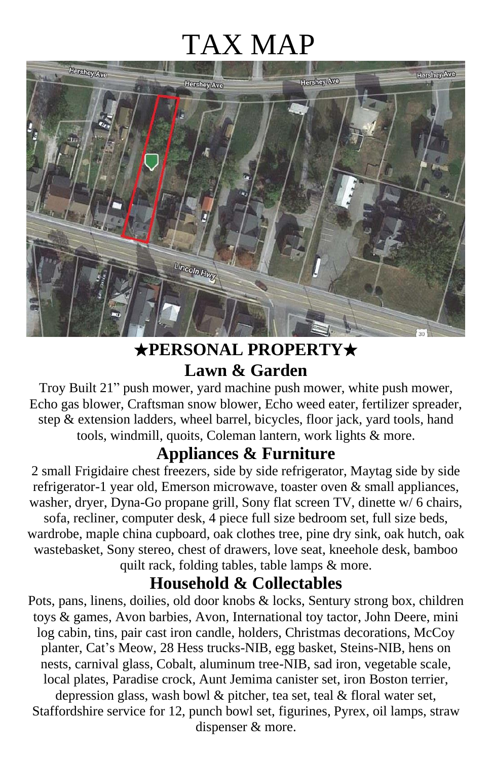# TAX MAP

## ★PERSONAL PROPERTY★

### Lawn & Garden

Troy Built 21" push mower, yard machine push mower, white push mower, Echo gas blower, Craftsman snow blower, Echo weed eater, fertilizer spreader, step & extension ladders, wheel barrel, bicycles, floor jack, yard tools, hand tools, windmill, quoits, Coleman lantern, work lights & more.

### Appliances & Furniture

2 small Frigidaire chest freezers, side by side refrigerator, Maytag side by side refrigerator-1 year old, Emerson microwave, toaster oven & small appliances, washer, dryer, Dyna-Go propane grill, Sony flat screen TV, dinette w/ 6 chairs, sofa, recliner, computer desk, 4 piece full size bedroom set, full size beds, wardrobe, maple china cupboard, oak clothes tree, pine dry sink, oak hutch, oak wastebasket, Sony stereo, chest of drawers, love seat, kneehole desk, bamboo quilt rack, folding tables, table lamps & more.

### Household & Collectables

Pots, pans, linens, doilies, old door knobs & locks, Sentury strong box, children toys & games, Avon barbies, Avon, International toy tactor, John Deere, mini log cabin, tins, pair cast iron candle, holders, Christmas decorations, McCoy planter, Cat's Meow, 28 Hess trucks-NIB, egg basket, Steins-NIB, hens on nests, carnival glass, Cobalt, aluminum tree-NIB, sad iron, vegetable scale, local plates, Paradise crock, Aunt Jemima canister set, iron Boston terrier, depression glass, wash bowl & pitcher, tea set, teal & floral water set, Staffordshire service for 12, punch bowl set, figurines, Pyrex, oil lamps, straw dispenser & more.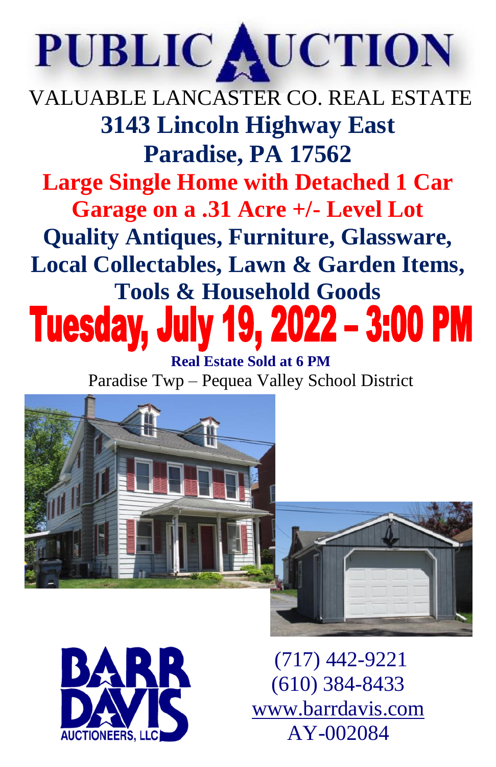# PUBLIC AUCTION

VALUABLE LANCASTER CO. REAL ESTATE

## 3143 Lincoln Highway East
## Paradise, PA 17562

**Large Single Home with Detached 1 Car Garage on a .31 Acre +/- Level Lot**

**Quality Antiques, Furniture, Glassware, Local Collectables, Lawn & Garden Items, Tools & Household Goods**

# Tuesday, July 19, 2022 – 3:00 PM

**Real Estate Sold at 6 PM**

Paradise Twp – Pequea Valley School District

BARR DAVIS AUCTIONEERS, LLC

(717) 442-9221
(610) 384-8433
www.barrdavis.com
AY-002084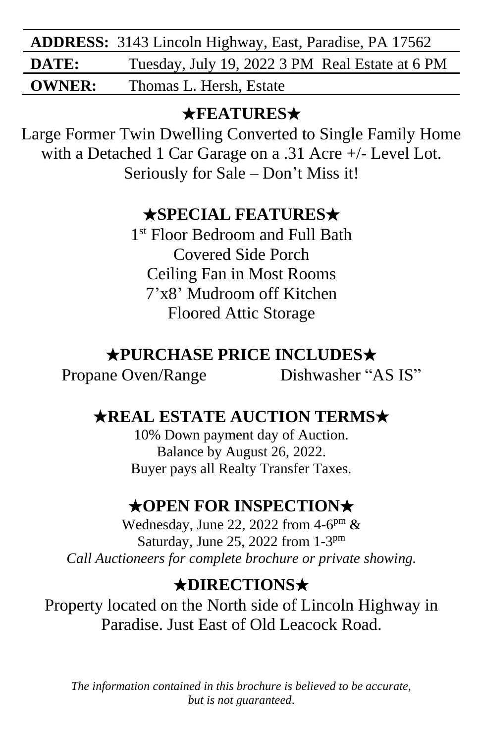| | |
|---|---|
| **ADDRESS:** | 3143 Lincoln Highway, East, Paradise, PA 17562 |
| **DATE:** | Tuesday, July 19, 2022 3 PM Real Estate at 6 PM |
| **OWNER:** | Thomas L. Hersh, Estate |

## ★FEATURES★

Large Former Twin Dwelling Converted to Single Family Home with a Detached 1 Car Garage on a .31 Acre +/- Level Lot. Seriously for Sale – Don't Miss it!

## ★SPECIAL FEATURES★

1st Floor Bedroom and Full Bath
Covered Side Porch
Ceiling Fan in Most Rooms
7'x8' Mudroom off Kitchen
Floored Attic Storage

## ★PURCHASE PRICE INCLUDES★

Propane Oven/Range Dishwasher "AS IS"

## ★REAL ESTATE AUCTION TERMS★

10% Down payment day of Auction.
Balance by August 26, 2022.
Buyer pays all Realty Transfer Taxes.

## ★OPEN FOR INSPECTION★

Wednesday, June 22, 2022 from 4-6pm &
Saturday, June 25, 2022 from 1-3pm
*Call Auctioneers for complete brochure or private showing.*

## ★DIRECTIONS★

Property located on the North side of Lincoln Highway in Paradise. Just East of Old Leacock Road.

*The information contained in this brochure is believed to be accurate, but is not guaranteed.*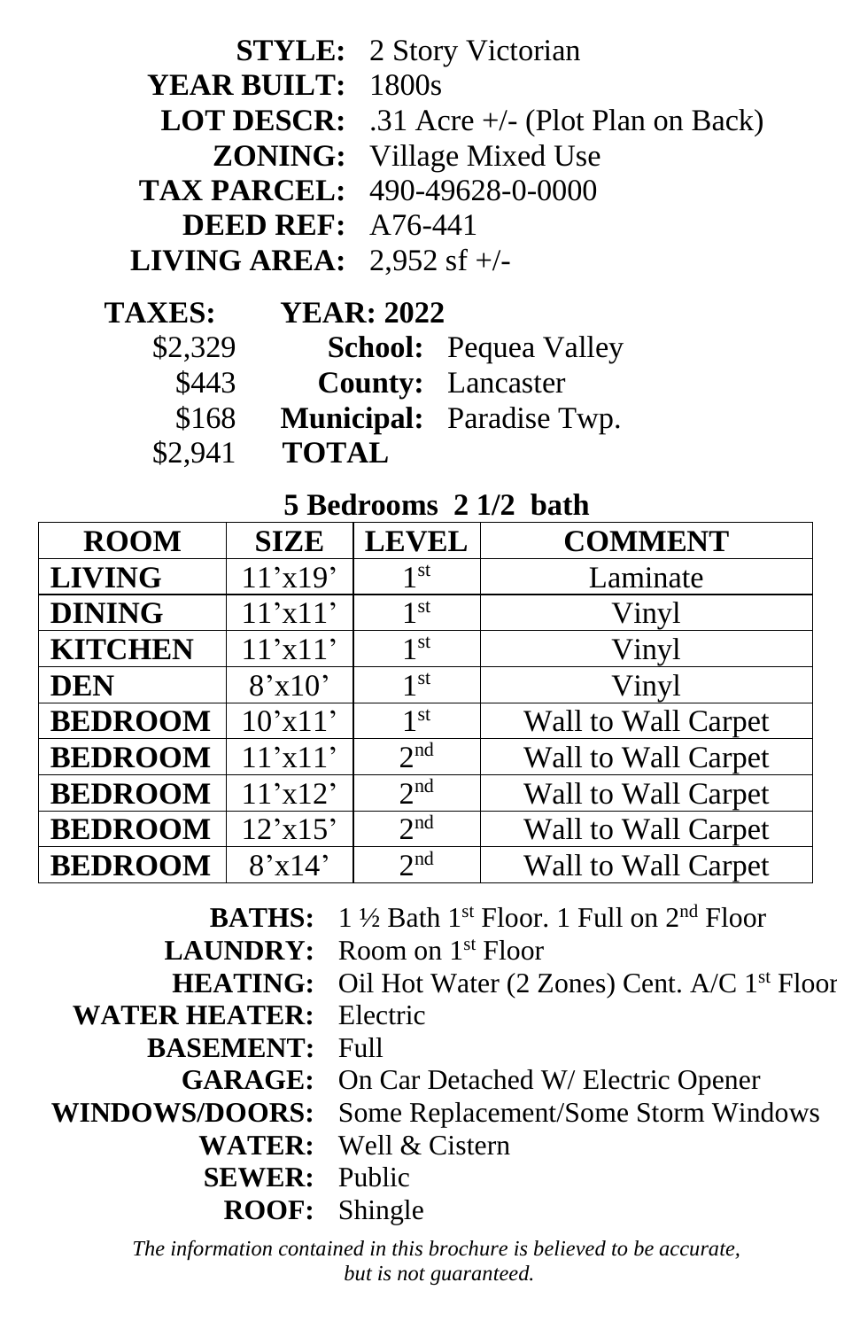**STYLE:** 2 Story Victorian
**YEAR BUILT:** 1800s
**LOT DESCR:** .31 Acre +/- (Plot Plan on Back)
**ZONING:** Village Mixed Use
**TAX PARCEL:** 490-49628-0-0000
**DEED REF:** A76-441
**LIVING AREA:** 2,952 sf +/-

| **TAXES:** | **YEAR: 2022** | |
|---|---|---|
| $2,329 | **School:** | Pequea Valley |
| $443 | **County:** | Lancaster |
| $168 | **Municipal:** | Paradise Twp. |
| $2,941 | **TOTAL** | |

**5 Bedrooms 2 1/2 bath**

| ROOM | SIZE | LEVEL | COMMENT |
|---|---|---|---|
| **LIVING** | 11’x19’ | 1st | Laminate |
| **DINING** | 11’x11’ | 1st | Vinyl |
| **KITCHEN** | 11’x11’ | 1st | Vinyl |
| **DEN** | 8’x10’ | 1st | Vinyl |
| **BEDROOM** | 10’x11’ | 1st | Wall to Wall Carpet |
| **BEDROOM** | 11’x11’ | 2nd | Wall to Wall Carpet |
| **BEDROOM** | 11’x12’ | 2nd | Wall to Wall Carpet |
| **BEDROOM** | 12’x15’ | 2nd | Wall to Wall Carpet |
| **BEDROOM** | 8’x14’ | 2nd | Wall to Wall Carpet |

**BATHS:** 1 ½ Bath 1st Floor. 1 Full on 2nd Floor
**LAUNDRY:** Room on 1st Floor
**HEATING:** Oil Hot Water (2 Zones) Cent. A/C 1st Floor
**WATER HEATER:** Electric
**BASEMENT:** Full
**GARAGE:** On Car Detached W/ Electric Opener
**WINDOWS/DOORS:** Some Replacement/Some Storm Windows
**WATER:** Well & Cistern
**SEWER:** Public
**ROOF:** Shingle

*The information contained in this brochure is believed to be accurate, but is not guaranteed.*